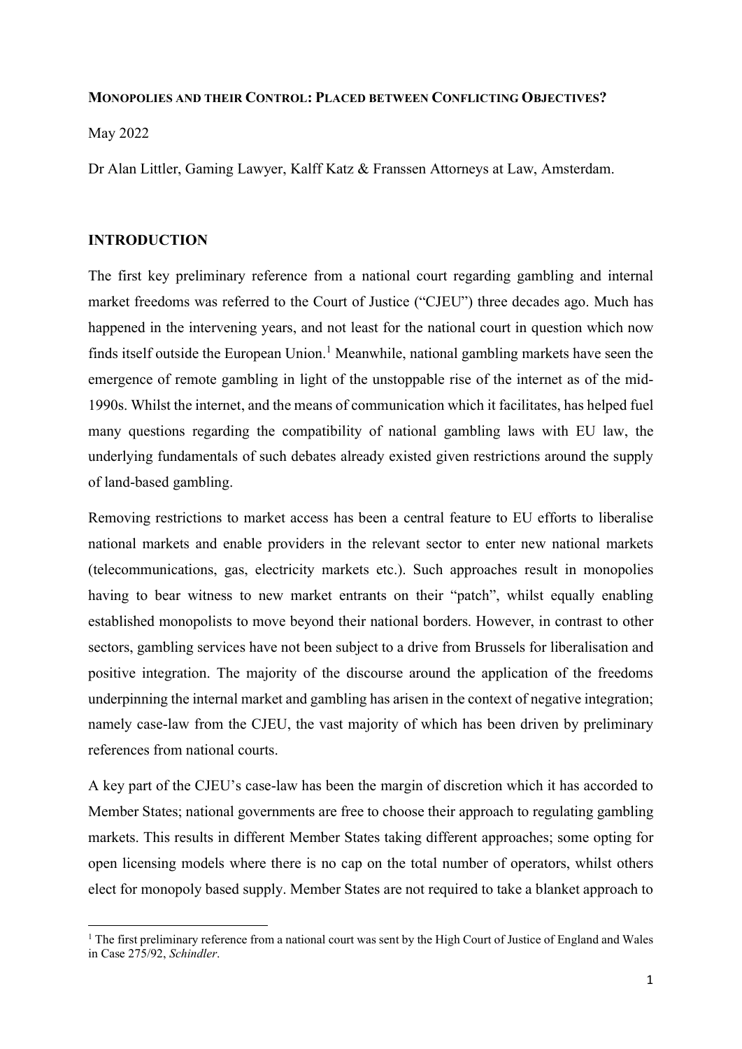**MONOPOLIES AND THEIR CONTROL: PLACED BETWEEN CONFLICTING OBJECTIVES?**

May 2022

Dr Alan Littler, Gaming Lawyer, Kalff Katz & Franssen Attorneys at Law, Amsterdam.

## INTRODUCTION

The first key preliminary reference from a national court regarding gambling and internal market freedoms was referred to the Court of Justice ("CJEU") three decades ago. Much has happened in the intervening years, and not least for the national court in question which now finds itself outside the European Union.[1] Meanwhile, national gambling markets have seen the emergence of remote gambling in light of the unstoppable rise of the internet as of the mid-1990s. Whilst the internet, and the means of communication which it facilitates, has helped fuel many questions regarding the compatibility of national gambling laws with EU law, the underlying fundamentals of such debates already existed given restrictions around the supply of land-based gambling.

Removing restrictions to market access has been a central feature to EU efforts to liberalise national markets and enable providers in the relevant sector to enter new national markets (telecommunications, gas, electricity markets etc.). Such approaches result in monopolies having to bear witness to new market entrants on their "patch", whilst equally enabling established monopolists to move beyond their national borders. However, in contrast to other sectors, gambling services have not been subject to a drive from Brussels for liberalisation and positive integration. The majority of the discourse around the application of the freedoms underpinning the internal market and gambling has arisen in the context of negative integration; namely case-law from the CJEU, the vast majority of which has been driven by preliminary references from national courts.

A key part of the CJEU's case-law has been the margin of discretion which it has accorded to Member States; national governments are free to choose their approach to regulating gambling markets. This results in different Member States taking different approaches; some opting for open licensing models where there is no cap on the total number of operators, whilst others elect for monopoly based supply. Member States are not required to take a blanket approach to

[1] The first preliminary reference from a national court was sent by the High Court of Justice of England and Wales in Case 275/92, *Schindler*.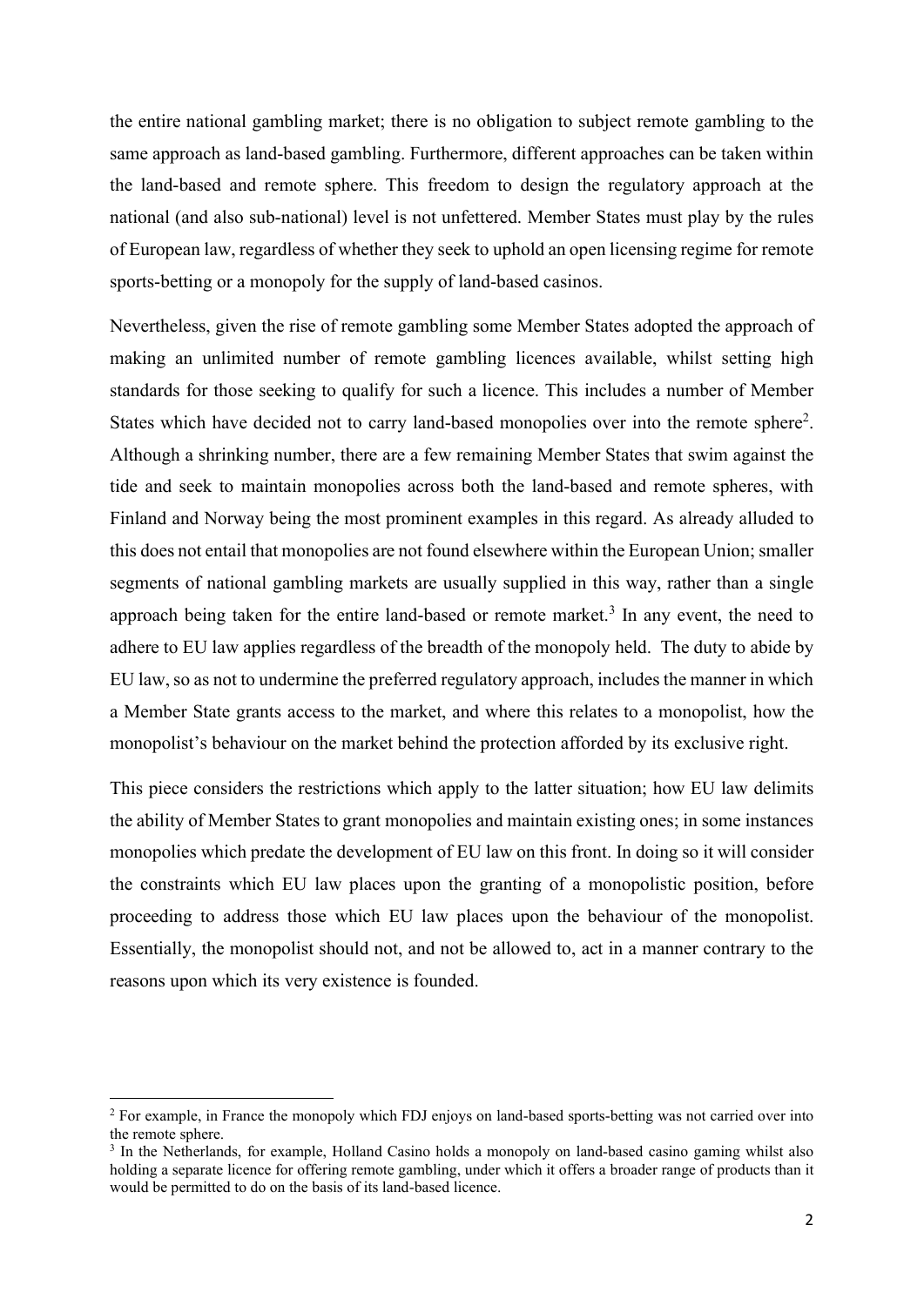the entire national gambling market; there is no obligation to subject remote gambling to the same approach as land-based gambling. Furthermore, different approaches can be taken within the land-based and remote sphere. This freedom to design the regulatory approach at the national (and also sub-national) level is not unfettered. Member States must play by the rules of European law, regardless of whether they seek to uphold an open licensing regime for remote sports-betting or a monopoly for the supply of land-based casinos.

Nevertheless, given the rise of remote gambling some Member States adopted the approach of making an unlimited number of remote gambling licences available, whilst setting high standards for those seeking to qualify for such a licence. This includes a number of Member States which have decided not to carry land-based monopolies over into the remote sphere[2]. Although a shrinking number, there are a few remaining Member States that swim against the tide and seek to maintain monopolies across both the land-based and remote spheres, with Finland and Norway being the most prominent examples in this regard. As already alluded to this does not entail that monopolies are not found elsewhere within the European Union; smaller segments of national gambling markets are usually supplied in this way, rather than a single approach being taken for the entire land-based or remote market.[3] In any event, the need to adhere to EU law applies regardless of the breadth of the monopoly held. The duty to abide by EU law, so as not to undermine the preferred regulatory approach, includes the manner in which a Member State grants access to the market, and where this relates to a monopolist, how the monopolist's behaviour on the market behind the protection afforded by its exclusive right.

This piece considers the restrictions which apply to the latter situation; how EU law delimits the ability of Member States to grant monopolies and maintain existing ones; in some instances monopolies which predate the development of EU law on this front. In doing so it will consider the constraints which EU law places upon the granting of a monopolistic position, before proceeding to address those which EU law places upon the behaviour of the monopolist. Essentially, the monopolist should not, and not be allowed to, act in a manner contrary to the reasons upon which its very existence is founded.

[2] For example, in France the monopoly which FDJ enjoys on land-based sports-betting was not carried over into the remote sphere.

[3] In the Netherlands, for example, Holland Casino holds a monopoly on land-based casino gaming whilst also holding a separate licence for offering remote gambling, under which it offers a broader range of products than it would be permitted to do on the basis of its land-based licence.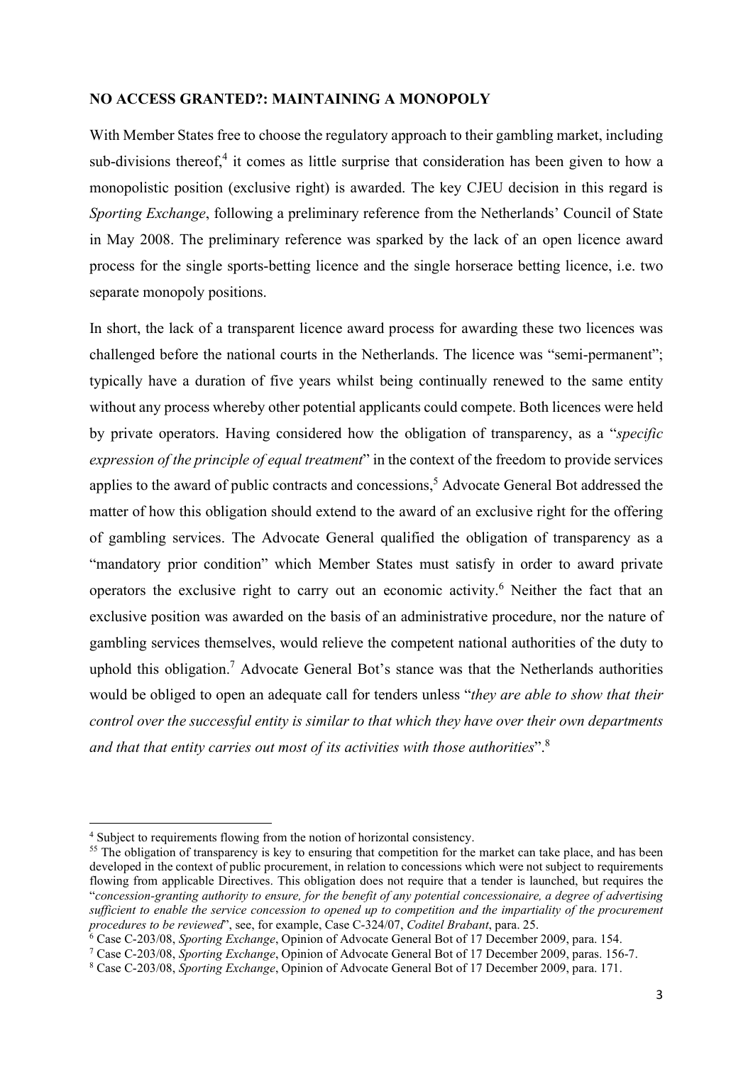**NO ACCESS GRANTED?: MAINTAINING A MONOPOLY**

With Member States free to choose the regulatory approach to their gambling market, including sub-divisions thereof,[4] it comes as little surprise that consideration has been given to how a monopolistic position (exclusive right) is awarded. The key CJEU decision in this regard is *Sporting Exchange*, following a preliminary reference from the Netherlands' Council of State in May 2008. The preliminary reference was sparked by the lack of an open licence award process for the single sports-betting licence and the single horserace betting licence, i.e. two separate monopoly positions.

In short, the lack of a transparent licence award process for awarding these two licences was challenged before the national courts in the Netherlands. The licence was "semi-permanent"; typically have a duration of five years whilst being continually renewed to the same entity without any process whereby other potential applicants could compete. Both licences were held by private operators. Having considered how the obligation of transparency, as a "*specific expression of the principle of equal treatment*" in the context of the freedom to provide services applies to the award of public contracts and concessions,[5] Advocate General Bot addressed the matter of how this obligation should extend to the award of an exclusive right for the offering of gambling services. The Advocate General qualified the obligation of transparency as a "mandatory prior condition" which Member States must satisfy in order to award private operators the exclusive right to carry out an economic activity.[6] Neither the fact that an exclusive position was awarded on the basis of an administrative procedure, nor the nature of gambling services themselves, would relieve the competent national authorities of the duty to uphold this obligation.[7] Advocate General Bot's stance was that the Netherlands authorities would be obliged to open an adequate call for tenders unless "*they are able to show that their control over the successful entity is similar to that which they have over their own departments and that that entity carries out most of its activities with those authorities*".[8]

---

[4] Subject to requirements flowing from the notion of horizontal consistency.

[55] The obligation of transparency is key to ensuring that competition for the market can take place, and has been developed in the context of public procurement, in relation to concessions which were not subject to requirements flowing from applicable Directives. This obligation does not require that a tender is launched, but requires the "*concession-granting authority to ensure, for the benefit of any potential concessionaire, a degree of advertising sufficient to enable the service concession to opened up to competition and the impartiality of the procurement procedures to be reviewed*", see, for example, Case C-324/07, *Coditel Brabant*, para. 25.

[6] Case C-203/08, *Sporting Exchange*, Opinion of Advocate General Bot of 17 December 2009, para. 154.

[7] Case C-203/08, *Sporting Exchange*, Opinion of Advocate General Bot of 17 December 2009, paras. 156-7.

[8] Case C-203/08, *Sporting Exchange*, Opinion of Advocate General Bot of 17 December 2009, para. 171.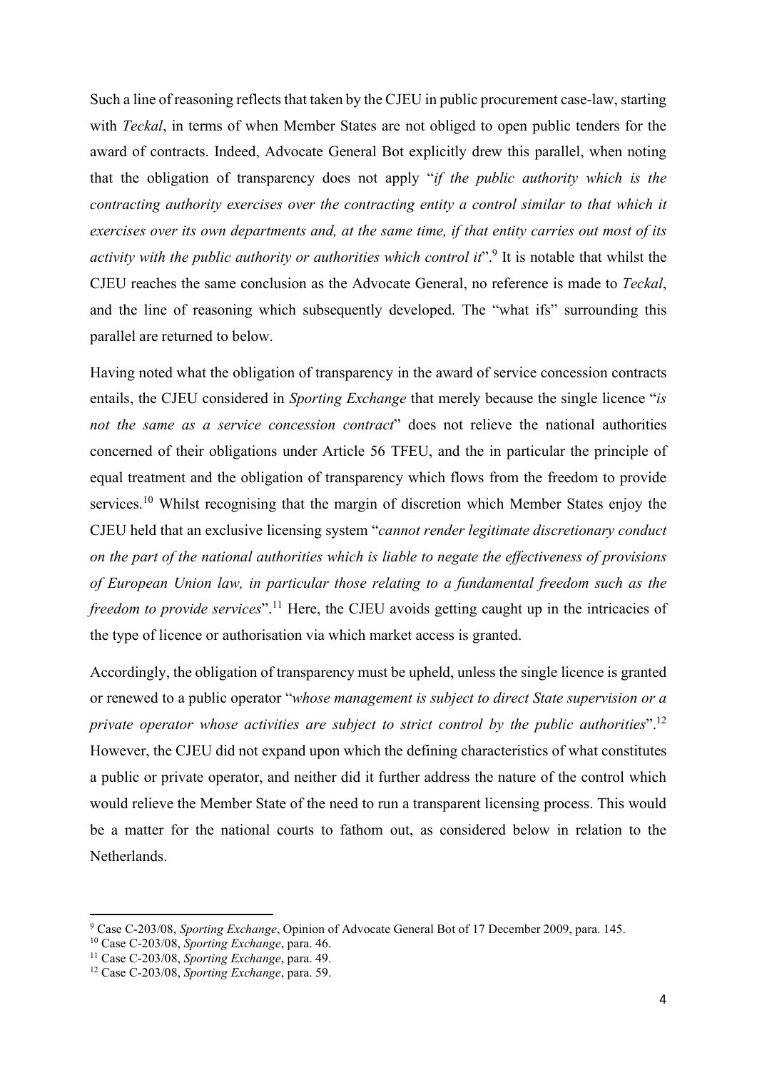Such a line of reasoning reflects that taken by the CJEU in public procurement case-law, starting with *Teckal*, in terms of when Member States are not obliged to open public tenders for the award of contracts. Indeed, Advocate General Bot explicitly drew this parallel, when noting that the obligation of transparency does not apply "*if the public authority which is the contracting authority exercises over the contracting entity a control similar to that which it exercises over its own departments and, at the same time, if that entity carries out most of its activity with the public authority or authorities which control it*".[9] It is notable that whilst the CJEU reaches the same conclusion as the Advocate General, no reference is made to *Teckal*, and the line of reasoning which subsequently developed. The "what ifs" surrounding this parallel are returned to below.

Having noted what the obligation of transparency in the award of service concession contracts entails, the CJEU considered in *Sporting Exchange* that merely because the single licence "*is not the same as a service concession contract*" does not relieve the national authorities concerned of their obligations under Article 56 TFEU, and the in particular the principle of equal treatment and the obligation of transparency which flows from the freedom to provide services.[10] Whilst recognising that the margin of discretion which Member States enjoy the CJEU held that an exclusive licensing system "*cannot render legitimate discretionary conduct on the part of the national authorities which is liable to negate the effectiveness of provisions of European Union law, in particular those relating to a fundamental freedom such as the freedom to provide services*".[11] Here, the CJEU avoids getting caught up in the intricacies of the type of licence or authorisation via which market access is granted.

Accordingly, the obligation of transparency must be upheld, unless the single licence is granted or renewed to a public operator "*whose management is subject to direct State supervision or a private operator whose activities are subject to strict control by the public authorities*".[12] However, the CJEU did not expand upon which the defining characteristics of what constitutes a public or private operator, and neither did it further address the nature of the control which would relieve the Member State of the need to run a transparent licensing process. This would be a matter for the national courts to fathom out, as considered below in relation to the Netherlands.

---

[9] Case C-203/08, *Sporting Exchange*, Opinion of Advocate General Bot of 17 December 2009, para. 145.

[10] Case C-203/08, *Sporting Exchange*, para. 46.

[11] Case C-203/08, *Sporting Exchange*, para. 49.

[12] Case C-203/08, *Sporting Exchange*, para. 59.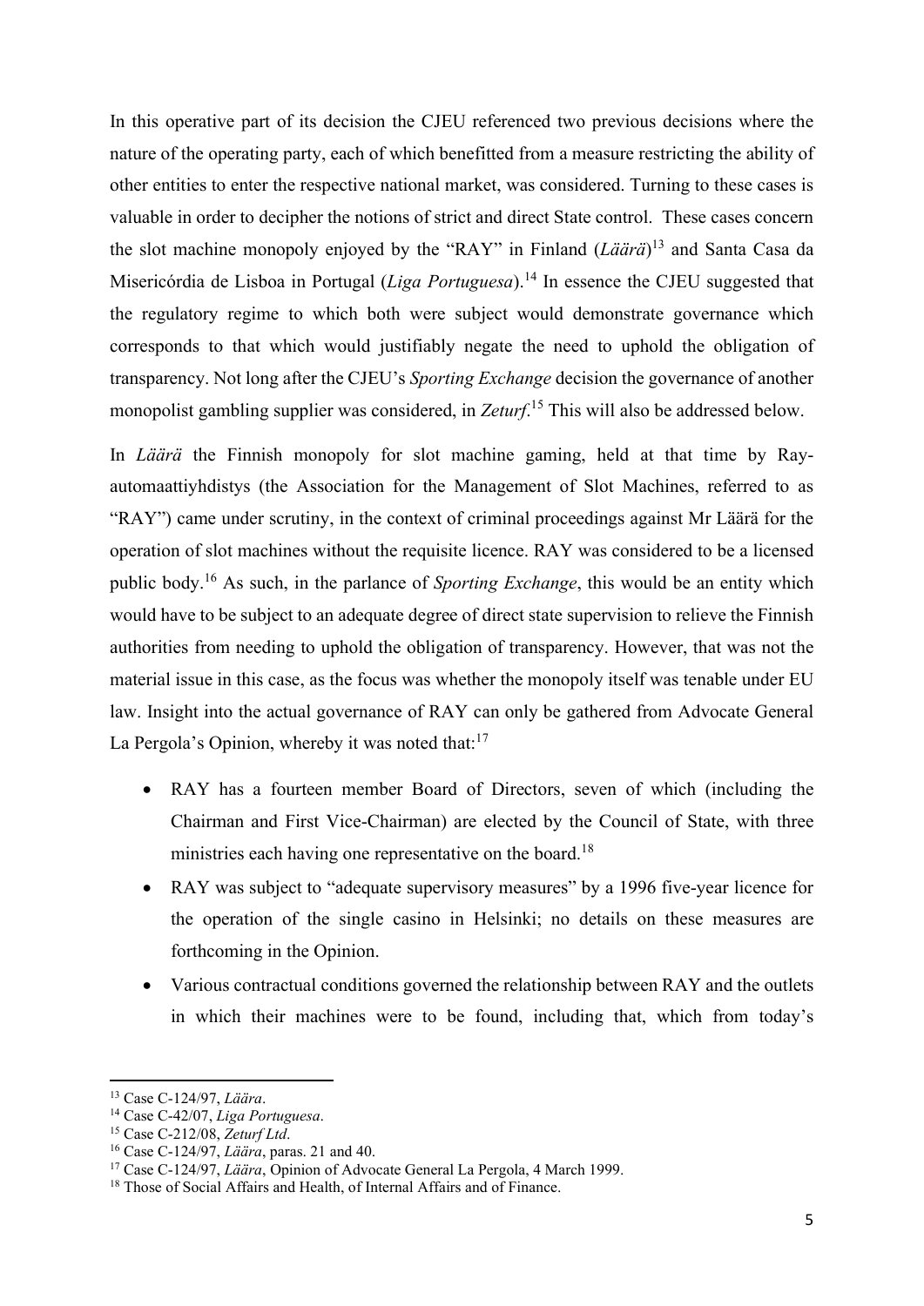In this operative part of its decision the CJEU referenced two previous decisions where the nature of the operating party, each of which benefitted from a measure restricting the ability of other entities to enter the respective national market, was considered. Turning to these cases is valuable in order to decipher the notions of strict and direct State control. These cases concern the slot machine monopoly enjoyed by the "RAY" in Finland (*Läärä*)[13] and Santa Casa da Misericórdia de Lisboa in Portugal (*Liga Portuguesa*).[14] In essence the CJEU suggested that the regulatory regime to which both were subject would demonstrate governance which corresponds to that which would justifiably negate the need to uphold the obligation of transparency. Not long after the CJEU's *Sporting Exchange* decision the governance of another monopolist gambling supplier was considered, in *Zeturf*.[15] This will also be addressed below.

In *Läärä* the Finnish monopoly for slot machine gaming, held at that time by Ray-automaattiyhdistys (the Association for the Management of Slot Machines, referred to as "RAY") came under scrutiny, in the context of criminal proceedings against Mr Läärä for the operation of slot machines without the requisite licence. RAY was considered to be a licensed public body.[16] As such, in the parlance of *Sporting Exchange*, this would be an entity which would have to be subject to an adequate degree of direct state supervision to relieve the Finnish authorities from needing to uphold the obligation of transparency. However, that was not the material issue in this case, as the focus was whether the monopoly itself was tenable under EU law. Insight into the actual governance of RAY can only be gathered from Advocate General La Pergola's Opinion, whereby it was noted that:[17]

- RAY has a fourteen member Board of Directors, seven of which (including the Chairman and First Vice-Chairman) are elected by the Council of State, with three ministries each having one representative on the board.[18]
- RAY was subject to "adequate supervisory measures" by a 1996 five-year licence for the operation of the single casino in Helsinki; no details on these measures are forthcoming in the Opinion.
- Various contractual conditions governed the relationship between RAY and the outlets in which their machines were to be found, including that, which from today's

---

[13] Case C-124/97, *Läära*.

[14] Case C-42/07, *Liga Portuguesa*.

[15] Case C-212/08, *Zeturf Ltd*.

[16] Case C-124/97, *Läära*, paras. 21 and 40.

[17] Case C-124/97, *Läära*, Opinion of Advocate General La Pergola, 4 March 1999.

[18] Those of Social Affairs and Health, of Internal Affairs and of Finance.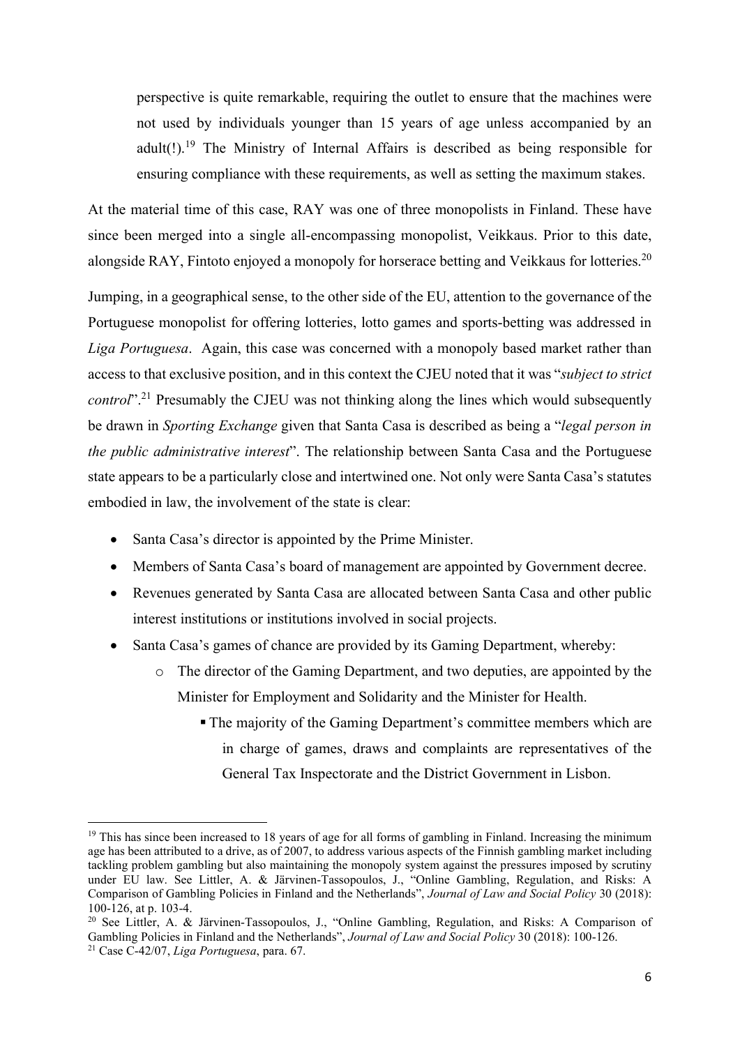> perspective is quite remarkable, requiring the outlet to ensure that the machines were not used by individuals younger than 15 years of age unless accompanied by an adult(!).[19] The Ministry of Internal Affairs is described as being responsible for ensuring compliance with these requirements, as well as setting the maximum stakes.

At the material time of this case, RAY was one of three monopolists in Finland. These have since been merged into a single all-encompassing monopolist, Veikkaus. Prior to this date, alongside RAY, Fintoto enjoyed a monopoly for horserace betting and Veikkaus for lotteries.[20]

Jumping, in a geographical sense, to the other side of the EU, attention to the governance of the Portuguese monopolist for offering lotteries, lotto games and sports-betting was addressed in *Liga Portuguesa*. Again, this case was concerned with a monopoly based market rather than access to that exclusive position, and in this context the CJEU noted that it was "*subject to strict control*".[21] Presumably the CJEU was not thinking along the lines which would subsequently be drawn in *Sporting Exchange* given that Santa Casa is described as being a "*legal person in the public administrative interest*". The relationship between Santa Casa and the Portuguese state appears to be a particularly close and intertwined one. Not only were Santa Casa's statutes embodied in law, the involvement of the state is clear:

- Santa Casa's director is appointed by the Prime Minister.
- Members of Santa Casa's board of management are appointed by Government decree.
- Revenues generated by Santa Casa are allocated between Santa Casa and other public interest institutions or institutions involved in social projects.
- Santa Casa's games of chance are provided by its Gaming Department, whereby:
    - The director of the Gaming Department, and two deputies, are appointed by the Minister for Employment and Solidarity and the Minister for Health.
        - The majority of the Gaming Department's committee members which are in charge of games, draws and complaints are representatives of the General Tax Inspectorate and the District Government in Lisbon.

---

[19] This has since been increased to 18 years of age for all forms of gambling in Finland. Increasing the minimum age has been attributed to a drive, as of 2007, to address various aspects of the Finnish gambling market including tackling problem gambling but also maintaining the monopoly system against the pressures imposed by scrutiny under EU law. See Littler, A. & Järvinen-Tassopoulos, J., "Online Gambling, Regulation, and Risks: A Comparison of Gambling Policies in Finland and the Netherlands", *Journal of Law and Social Policy* 30 (2018): 100-126, at p. 103-4.

[20] See Littler, A. & Järvinen-Tassopoulos, J., "Online Gambling, Regulation, and Risks: A Comparison of Gambling Policies in Finland and the Netherlands", *Journal of Law and Social Policy* 30 (2018): 100-126.

[21] Case C-42/07, *Liga Portuguesa*, para. 67.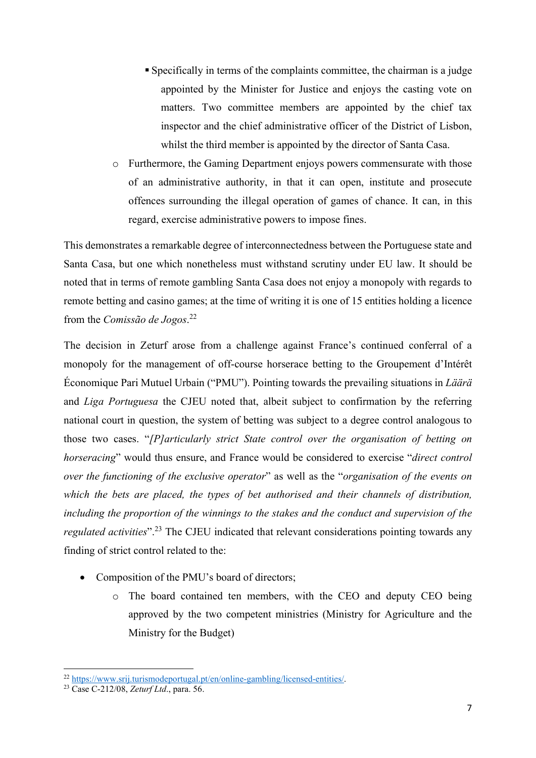- Specifically in terms of the complaints committee, the chairman is a judge appointed by the Minister for Justice and enjoys the casting vote on matters. Two committee members are appointed by the chief tax inspector and the chief administrative officer of the District of Lisbon, whilst the third member is appointed by the director of Santa Casa.
    - Furthermore, the Gaming Department enjoys powers commensurate with those of an administrative authority, in that it can open, institute and prosecute offences surrounding the illegal operation of games of chance. It can, in this regard, exercise administrative powers to impose fines.

This demonstrates a remarkable degree of interconnectedness between the Portuguese state and Santa Casa, but one which nonetheless must withstand scrutiny under EU law. It should be noted that in terms of remote gambling Santa Casa does not enjoy a monopoly with regards to remote betting and casino games; at the time of writing it is one of 15 entities holding a licence from the *Comissão de Jogos*.[22]

The decision in Zeturf arose from a challenge against France's continued conferral of a monopoly for the management of off-course horserace betting to the Groupement d'Intérêt Économique Pari Mutuel Urbain ("PMU"). Pointing towards the prevailing situations in *Läärä* and *Liga Portuguesa* the CJEU noted that, albeit subject to confirmation by the referring national court in question, the system of betting was subject to a degree control analogous to those two cases. "*[P]articularly strict State control over the organisation of betting on horseracing*" would thus ensure, and France would be considered to exercise "*direct control over the functioning of the exclusive operator*" as well as the "*organisation of the events on which the bets are placed, the types of bet authorised and their channels of distribution, including the proportion of the winnings to the stakes and the conduct and supervision of the regulated activities*".[23] The CJEU indicated that relevant considerations pointing towards any finding of strict control related to the:

- Composition of the PMU's board of directors;
    - The board contained ten members, with the CEO and deputy CEO being approved by the two competent ministries (Ministry for Agriculture and the Ministry for the Budget)

[22] https://www.srij.turismodeportugal.pt/en/online-gambling/licensed-entities/.

[23] Case C-212/08, *Zeturf Ltd*., para. 56.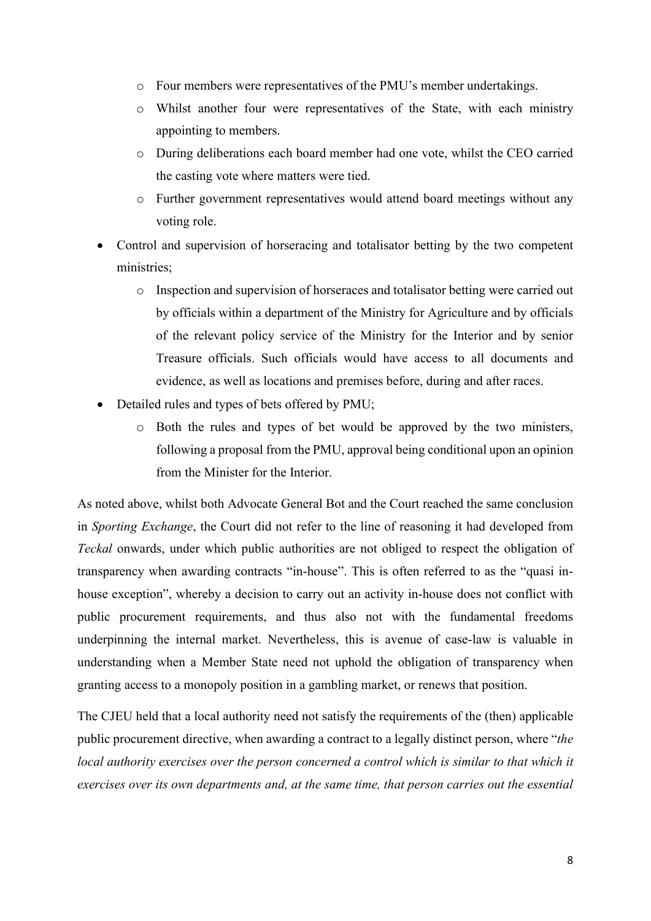- Four members were representatives of the PMU's member undertakings.
    - Whilst another four were representatives of the State, with each ministry appointing to members.
    - During deliberations each board member had one vote, whilst the CEO carried the casting vote where matters were tied.
    - Further government representatives would attend board meetings without any voting role.
- Control and supervision of horseracing and totalisator betting by the two competent ministries;
    - Inspection and supervision of horseraces and totalisator betting were carried out by officials within a department of the Ministry for Agriculture and by officials of the relevant policy service of the Ministry for the Interior and by senior Treasure officials. Such officials would have access to all documents and evidence, as well as locations and premises before, during and after races.
- Detailed rules and types of bets offered by PMU;
    - Both the rules and types of bet would be approved by the two ministers, following a proposal from the PMU, approval being conditional upon an opinion from the Minister for the Interior.

As noted above, whilst both Advocate General Bot and the Court reached the same conclusion in *Sporting Exchange*, the Court did not refer to the line of reasoning it had developed from *Teckal* onwards, under which public authorities are not obliged to respect the obligation of transparency when awarding contracts "in-house". This is often referred to as the "quasi in-house exception", whereby a decision to carry out an activity in-house does not conflict with public procurement requirements, and thus also not with the fundamental freedoms underpinning the internal market. Nevertheless, this is avenue of case-law is valuable in understanding when a Member State need not uphold the obligation of transparency when granting access to a monopoly position in a gambling market, or renews that position.

The CJEU held that a local authority need not satisfy the requirements of the (then) applicable public procurement directive, when awarding a contract to a legally distinct person, where "*the local authority exercises over the person concerned a control which is similar to that which it exercises over its own departments and, at the same time, that person carries out the essential*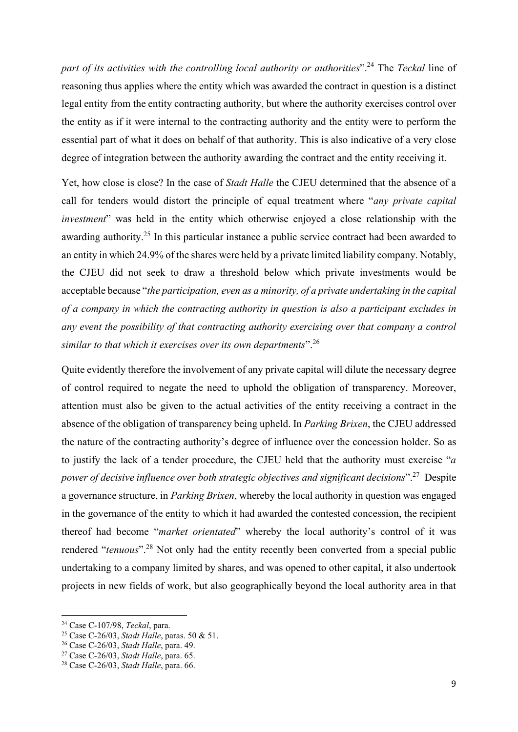*part of its activities with the controlling local authority or authorities*".[24] The *Teckal* line of reasoning thus applies where the entity which was awarded the contract in question is a distinct legal entity from the entity contracting authority, but where the authority exercises control over the entity as if it were internal to the contracting authority and the entity were to perform the essential part of what it does on behalf of that authority. This is also indicative of a very close degree of integration between the authority awarding the contract and the entity receiving it.

Yet, how close is close? In the case of *Stadt Halle* the CJEU determined that the absence of a call for tenders would distort the principle of equal treatment where "*any private capital investment*" was held in the entity which otherwise enjoyed a close relationship with the awarding authority.[25] In this particular instance a public service contract had been awarded to an entity in which 24.9% of the shares were held by a private limited liability company. Notably, the CJEU did not seek to draw a threshold below which private investments would be acceptable because "*the participation, even as a minority, of a private undertaking in the capital of a company in which the contracting authority in question is also a participant excludes in any event the possibility of that contracting authority exercising over that company a control similar to that which it exercises over its own departments*".[26]

Quite evidently therefore the involvement of any private capital will dilute the necessary degree of control required to negate the need to uphold the obligation of transparency. Moreover, attention must also be given to the actual activities of the entity receiving a contract in the absence of the obligation of transparency being upheld. In *Parking Brixen*, the CJEU addressed the nature of the contracting authority's degree of influence over the concession holder. So as to justify the lack of a tender procedure, the CJEU held that the authority must exercise "*a power of decisive influence over both strategic objectives and significant decisions*".[27] Despite a governance structure, in *Parking Brixen*, whereby the local authority in question was engaged in the governance of the entity to which it had awarded the contested concession, the recipient thereof had become "*market orientated*" whereby the local authority's control of it was rendered "*tenuous*".[28] Not only had the entity recently been converted from a special public undertaking to a company limited by shares, and was opened to other capital, it also undertook projects in new fields of work, but also geographically beyond the local authority area in that

---

[24] Case C-107/98, *Teckal*, para.

[25] Case C-26/03, *Stadt Halle*, paras. 50 & 51.

[26] Case C-26/03, *Stadt Halle*, para. 49.

[27] Case C-26/03, *Stadt Halle*, para. 65.

[28] Case C-26/03, *Stadt Halle*, para. 66.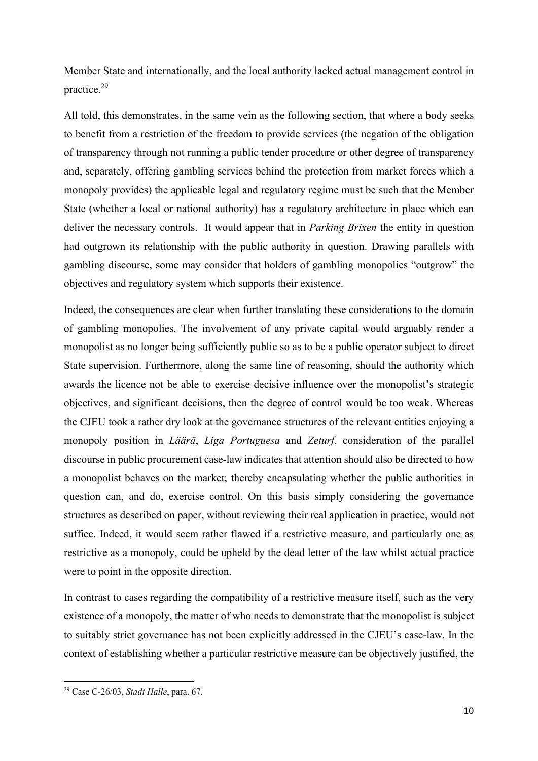Member State and internationally, and the local authority lacked actual management control in practice.[29]

All told, this demonstrates, in the same vein as the following section, that where a body seeks to benefit from a restriction of the freedom to provide services (the negation of the obligation of transparency through not running a public tender procedure or other degree of transparency and, separately, offering gambling services behind the protection from market forces which a monopoly provides) the applicable legal and regulatory regime must be such that the Member State (whether a local or national authority) has a regulatory architecture in place which can deliver the necessary controls. It would appear that in *Parking Brixen* the entity in question had outgrown its relationship with the public authority in question. Drawing parallels with gambling discourse, some may consider that holders of gambling monopolies "outgrow" the objectives and regulatory system which supports their existence.

Indeed, the consequences are clear when further translating these considerations to the domain of gambling monopolies. The involvement of any private capital would arguably render a monopolist as no longer being sufficiently public so as to be a public operator subject to direct State supervision. Furthermore, along the same line of reasoning, should the authority which awards the licence not be able to exercise decisive influence over the monopolist's strategic objectives, and significant decisions, then the degree of control would be too weak. Whereas the CJEU took a rather dry look at the governance structures of the relevant entities enjoying a monopoly position in *Läärä*, *Liga Portuguesa* and *Zeturf*, consideration of the parallel discourse in public procurement case-law indicates that attention should also be directed to how a monopolist behaves on the market; thereby encapsulating whether the public authorities in question can, and do, exercise control. On this basis simply considering the governance structures as described on paper, without reviewing their real application in practice, would not suffice. Indeed, it would seem rather flawed if a restrictive measure, and particularly one as restrictive as a monopoly, could be upheld by the dead letter of the law whilst actual practice were to point in the opposite direction.

In contrast to cases regarding the compatibility of a restrictive measure itself, such as the very existence of a monopoly, the matter of who needs to demonstrate that the monopolist is subject to suitably strict governance has not been explicitly addressed in the CJEU's case-law. In the context of establishing whether a particular restrictive measure can be objectively justified, the

[29] Case C-26/03, *Stadt Halle*, para. 67.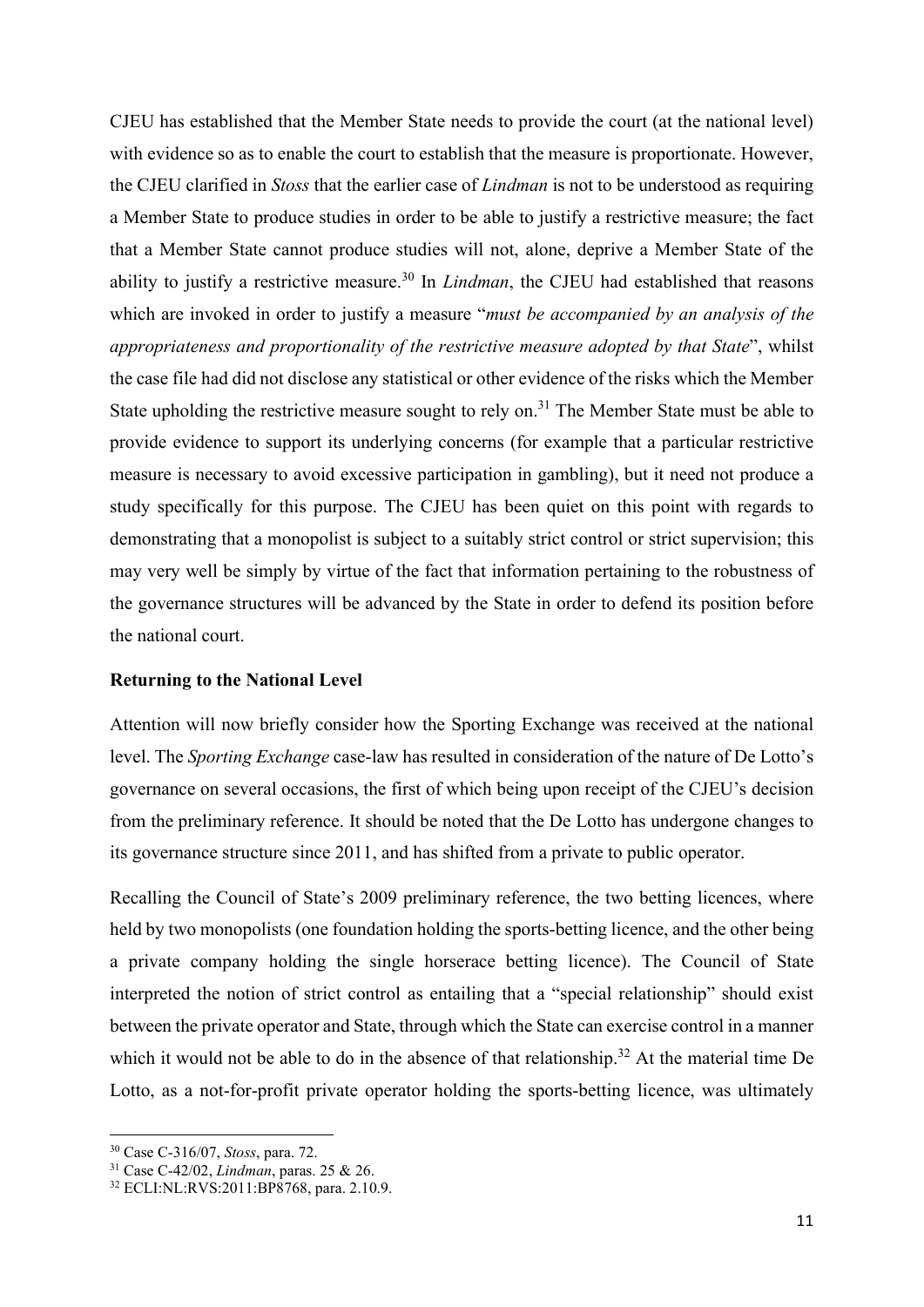CJEU has established that the Member State needs to provide the court (at the national level) with evidence so as to enable the court to establish that the measure is proportionate. However, the CJEU clarified in *Stoss* that the earlier case of *Lindman* is not to be understood as requiring a Member State to produce studies in order to be able to justify a restrictive measure; the fact that a Member State cannot produce studies will not, alone, deprive a Member State of the ability to justify a restrictive measure.[30] In *Lindman*, the CJEU had established that reasons which are invoked in order to justify a measure "*must be accompanied by an analysis of the appropriateness and proportionality of the restrictive measure adopted by that State*", whilst the case file had did not disclose any statistical or other evidence of the risks which the Member State upholding the restrictive measure sought to rely on.[31] The Member State must be able to provide evidence to support its underlying concerns (for example that a particular restrictive measure is necessary to avoid excessive participation in gambling), but it need not produce a study specifically for this purpose. The CJEU has been quiet on this point with regards to demonstrating that a monopolist is subject to a suitably strict control or strict supervision; this may very well be simply by virtue of the fact that information pertaining to the robustness of the governance structures will be advanced by the State in order to defend its position before the national court.

**Returning to the National Level**

Attention will now briefly consider how the Sporting Exchange was received at the national level. The *Sporting Exchange* case-law has resulted in consideration of the nature of De Lotto's governance on several occasions, the first of which being upon receipt of the CJEU's decision from the preliminary reference. It should be noted that the De Lotto has undergone changes to its governance structure since 2011, and has shifted from a private to public operator.

Recalling the Council of State's 2009 preliminary reference, the two betting licences, where held by two monopolists (one foundation holding the sports-betting licence, and the other being a private company holding the single horserace betting licence). The Council of State interpreted the notion of strict control as entailing that a "special relationship" should exist between the private operator and State, through which the State can exercise control in a manner which it would not be able to do in the absence of that relationship.[32] At the material time De Lotto, as a not-for-profit private operator holding the sports-betting licence, was ultimately

[30] Case C-316/07, *Stoss*, para. 72.

[31] Case C-42/02, *Lindman*, paras. 25 & 26.

[32] ECLI:NL:RVS:2011:BP8768, para. 2.10.9.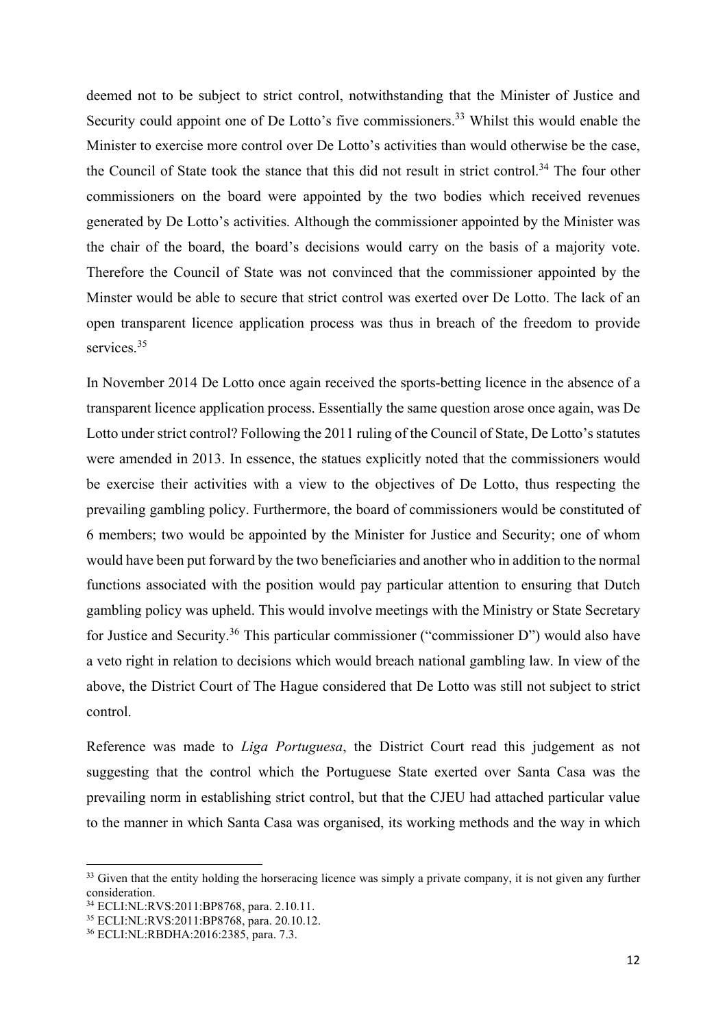deemed not to be subject to strict control, notwithstanding that the Minister of Justice and Security could appoint one of De Lotto's five commissioners.[33] Whilst this would enable the Minister to exercise more control over De Lotto's activities than would otherwise be the case, the Council of State took the stance that this did not result in strict control.[34] The four other commissioners on the board were appointed by the two bodies which received revenues generated by De Lotto's activities. Although the commissioner appointed by the Minister was the chair of the board, the board's decisions would carry on the basis of a majority vote. Therefore the Council of State was not convinced that the commissioner appointed by the Minster would be able to secure that strict control was exerted over De Lotto. The lack of an open transparent licence application process was thus in breach of the freedom to provide services.[35]

In November 2014 De Lotto once again received the sports-betting licence in the absence of a transparent licence application process. Essentially the same question arose once again, was De Lotto under strict control? Following the 2011 ruling of the Council of State, De Lotto's statutes were amended in 2013. In essence, the statues explicitly noted that the commissioners would be exercise their activities with a view to the objectives of De Lotto, thus respecting the prevailing gambling policy. Furthermore, the board of commissioners would be constituted of 6 members; two would be appointed by the Minister for Justice and Security; one of whom would have been put forward by the two beneficiaries and another who in addition to the normal functions associated with the position would pay particular attention to ensuring that Dutch gambling policy was upheld. This would involve meetings with the Ministry or State Secretary for Justice and Security.[36] This particular commissioner ("commissioner D") would also have a veto right in relation to decisions which would breach national gambling law. In view of the above, the District Court of The Hague considered that De Lotto was still not subject to strict control.

Reference was made to *Liga Portuguesa*, the District Court read this judgement as not suggesting that the control which the Portuguese State exerted over Santa Casa was the prevailing norm in establishing strict control, but that the CJEU had attached particular value to the manner in which Santa Casa was organised, its working methods and the way in which

---

[33] Given that the entity holding the horseracing licence was simply a private company, it is not given any further consideration.

[34] ECLI:NL:RVS:2011:BP8768, para. 2.10.11.

[35] ECLI:NL:RVS:2011:BP8768, para. 20.10.12.

[36] ECLI:NL:RBDHA:2016:2385, para. 7.3.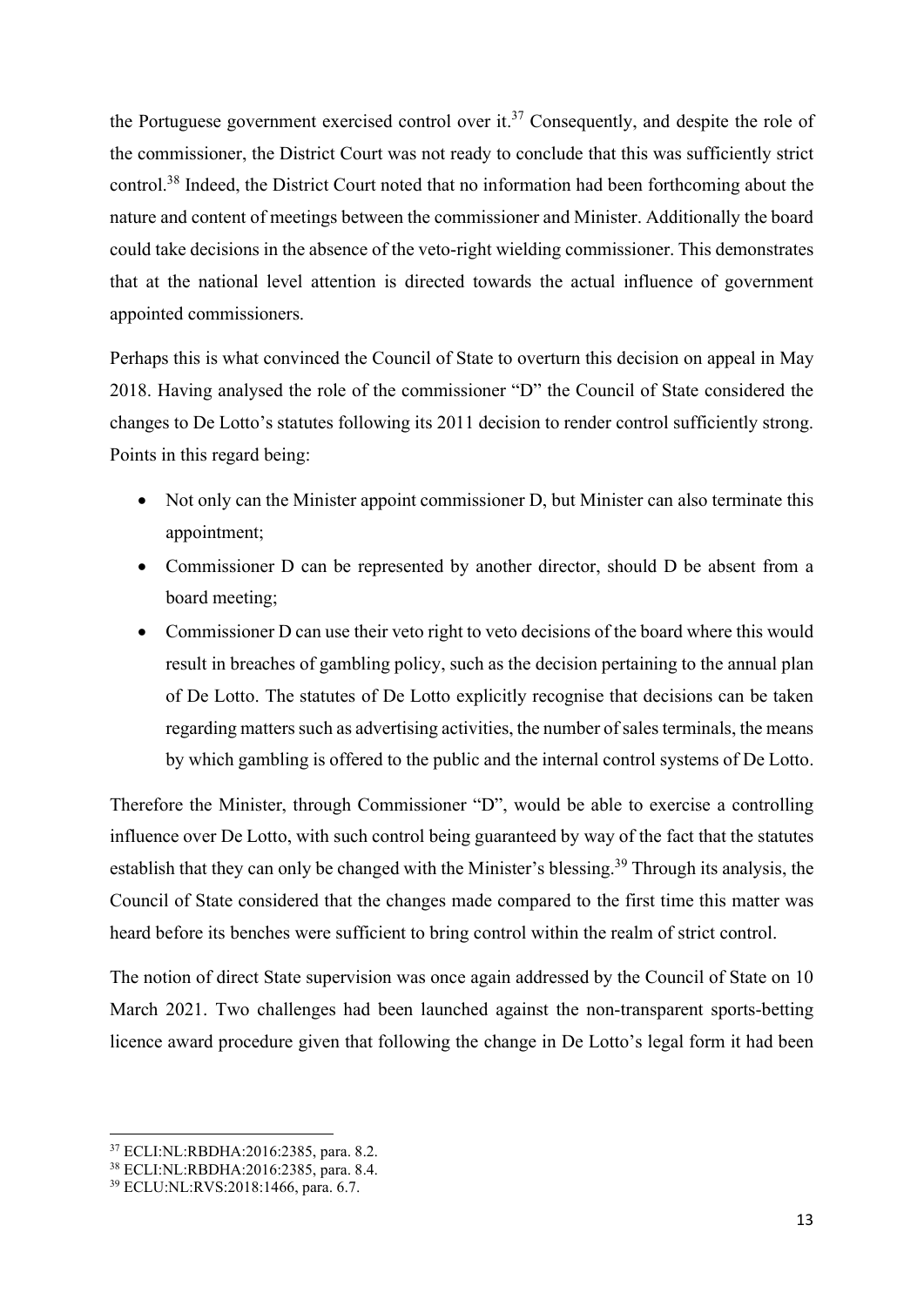the Portuguese government exercised control over it.[37] Consequently, and despite the role of the commissioner, the District Court was not ready to conclude that this was sufficiently strict control.[38] Indeed, the District Court noted that no information had been forthcoming about the nature and content of meetings between the commissioner and Minister. Additionally the board could take decisions in the absence of the veto-right wielding commissioner. This demonstrates that at the national level attention is directed towards the actual influence of government appointed commissioners.

Perhaps this is what convinced the Council of State to overturn this decision on appeal in May 2018. Having analysed the role of the commissioner "D" the Council of State considered the changes to De Lotto's statutes following its 2011 decision to render control sufficiently strong. Points in this regard being:

- Not only can the Minister appoint commissioner D, but Minister can also terminate this appointment;
- Commissioner D can be represented by another director, should D be absent from a board meeting;
- Commissioner D can use their veto right to veto decisions of the board where this would result in breaches of gambling policy, such as the decision pertaining to the annual plan of De Lotto. The statutes of De Lotto explicitly recognise that decisions can be taken regarding matters such as advertising activities, the number of sales terminals, the means by which gambling is offered to the public and the internal control systems of De Lotto.

Therefore the Minister, through Commissioner "D", would be able to exercise a controlling influence over De Lotto, with such control being guaranteed by way of the fact that the statutes establish that they can only be changed with the Minister's blessing.[39] Through its analysis, the Council of State considered that the changes made compared to the first time this matter was heard before its benches were sufficient to bring control within the realm of strict control.

The notion of direct State supervision was once again addressed by the Council of State on 10 March 2021. Two challenges had been launched against the non-transparent sports-betting licence award procedure given that following the change in De Lotto's legal form it had been

[37] ECLI:NL:RBDHA:2016:2385, para. 8.2.

[38] ECLI:NL:RBDHA:2016:2385, para. 8.4.

[39] ECLU:NL:RVS:2018:1466, para. 6.7.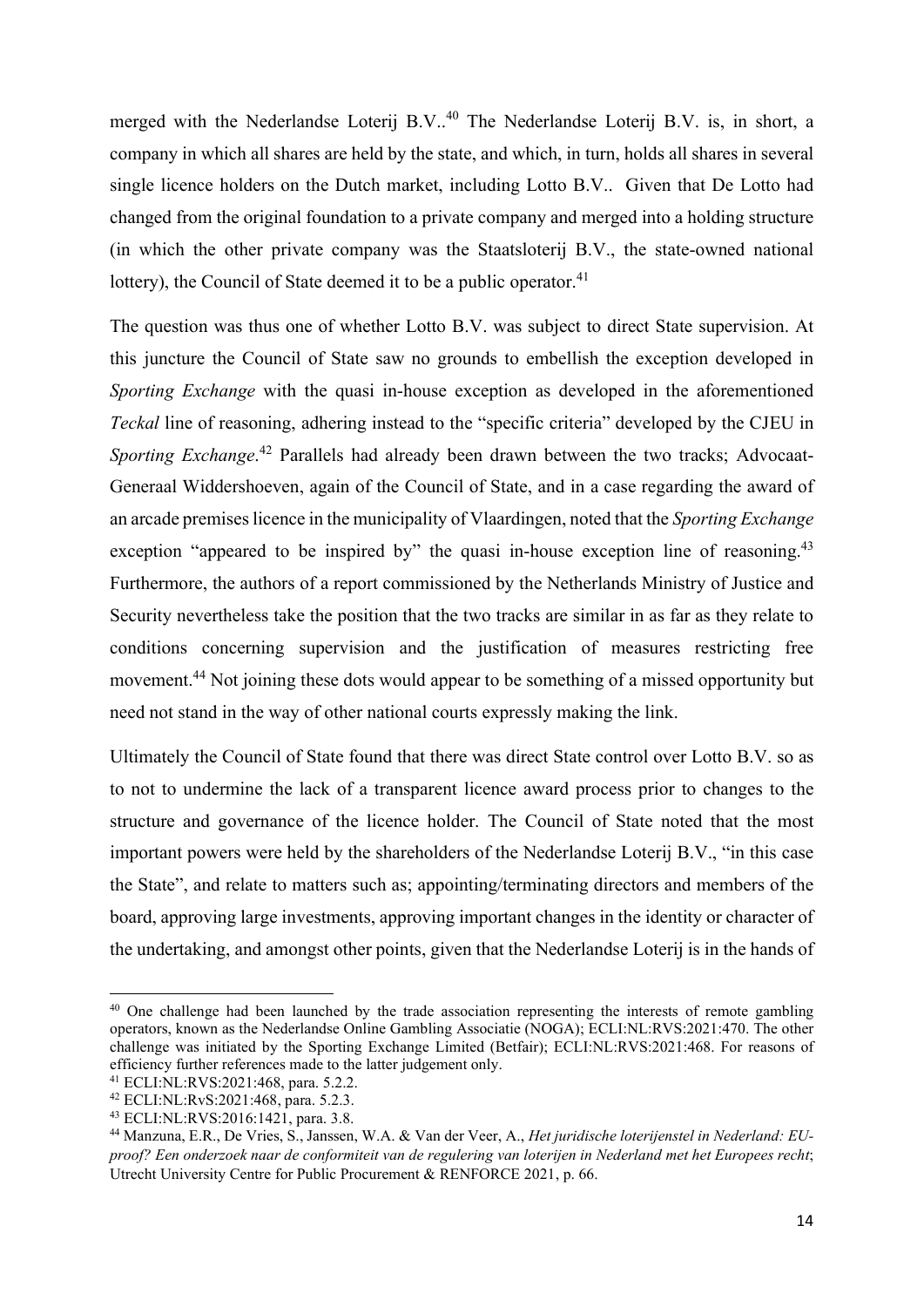merged with the Nederlandse Loterij B.V..[40] The Nederlandse Loterij B.V. is, in short, a company in which all shares are held by the state, and which, in turn, holds all shares in several single licence holders on the Dutch market, including Lotto B.V.. Given that De Lotto had changed from the original foundation to a private company and merged into a holding structure (in which the other private company was the Staatsloterij B.V., the state-owned national lottery), the Council of State deemed it to be a public operator.[41]

The question was thus one of whether Lotto B.V. was subject to direct State supervision. At this juncture the Council of State saw no grounds to embellish the exception developed in *Sporting Exchange* with the quasi in-house exception as developed in the aforementioned *Teckal* line of reasoning, adhering instead to the "specific criteria" developed by the CJEU in *Sporting Exchange*.[42] Parallels had already been drawn between the two tracks; Advocaat-Generaal Widdershoeven, again of the Council of State, and in a case regarding the award of an arcade premises licence in the municipality of Vlaardingen, noted that the *Sporting Exchange* exception "appeared to be inspired by" the quasi in-house exception line of reasoning.[43] Furthermore, the authors of a report commissioned by the Netherlands Ministry of Justice and Security nevertheless take the position that the two tracks are similar in as far as they relate to conditions concerning supervision and the justification of measures restricting free movement.[44] Not joining these dots would appear to be something of a missed opportunity but need not stand in the way of other national courts expressly making the link.

Ultimately the Council of State found that there was direct State control over Lotto B.V. so as to not to undermine the lack of a transparent licence award process prior to changes to the structure and governance of the licence holder. The Council of State noted that the most important powers were held by the shareholders of the Nederlandse Loterij B.V., "in this case the State", and relate to matters such as; appointing/terminating directors and members of the board, approving large investments, approving important changes in the identity or character of the undertaking, and amongst other points, given that the Nederlandse Loterij is in the hands of

---

[40] One challenge had been launched by the trade association representing the interests of remote gambling operators, known as the Nederlandse Online Gambling Associatie (NOGA); ECLI:NL:RVS:2021:470. The other challenge was initiated by the Sporting Exchange Limited (Betfair); ECLI:NL:RVS:2021:468. For reasons of efficiency further references made to the latter judgement only.

[41] ECLI:NL:RVS:2021:468, para. 5.2.2.

[42] ECLI:NL:RvS:2021:468, para. 5.2.3.

[43] ECLI:NL:RVS:2016:1421, para. 3.8.

[44] Manzuna, E.R., De Vries, S., Janssen, W.A. & Van der Veer, A., *Het juridische loterijenstel in Nederland: EU-proof? Een onderzoek naar de conformiteit van de regulering van loterijen in Nederland met het Europees recht*; Utrecht University Centre for Public Procurement & RENFORCE 2021, p. 66.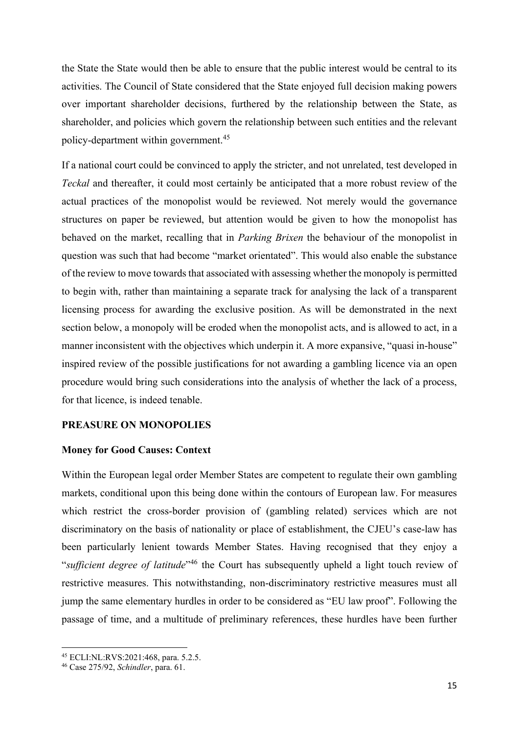the State the State would then be able to ensure that the public interest would be central to its activities. The Council of State considered that the State enjoyed full decision making powers over important shareholder decisions, furthered by the relationship between the State, as shareholder, and policies which govern the relationship between such entities and the relevant policy-department within government.[45]

If a national court could be convinced to apply the stricter, and not unrelated, test developed in *Teckal* and thereafter, it could most certainly be anticipated that a more robust review of the actual practices of the monopolist would be reviewed. Not merely would the governance structures on paper be reviewed, but attention would be given to how the monopolist has behaved on the market, recalling that in *Parking Brixen* the behaviour of the monopolist in question was such that had become "market orientated". This would also enable the substance of the review to move towards that associated with assessing whether the monopoly is permitted to begin with, rather than maintaining a separate track for analysing the lack of a transparent licensing process for awarding the exclusive position. As will be demonstrated in the next section below, a monopoly will be eroded when the monopolist acts, and is allowed to act, in a manner inconsistent with the objectives which underpin it. A more expansive, "quasi in-house" inspired review of the possible justifications for not awarding a gambling licence via an open procedure would bring such considerations into the analysis of whether the lack of a process, for that licence, is indeed tenable.

## PREASURE ON MONOPOLIES

### Money for Good Causes: Context

Within the European legal order Member States are competent to regulate their own gambling markets, conditional upon this being done within the contours of European law. For measures which restrict the cross-border provision of (gambling related) services which are not discriminatory on the basis of nationality or place of establishment, the CJEU's case-law has been particularly lenient towards Member States. Having recognised that they enjoy a "*sufficient degree of latitude*"[46] the Court has subsequently upheld a light touch review of restrictive measures. This notwithstanding, non-discriminatory restrictive measures must all jump the same elementary hurdles in order to be considered as "EU law proof". Following the passage of time, and a multitude of preliminary references, these hurdles have been further

---

[45] ECLI:NL:RVS:2021:468, para. 5.2.5.

[46] Case 275/92, *Schindler*, para. 61.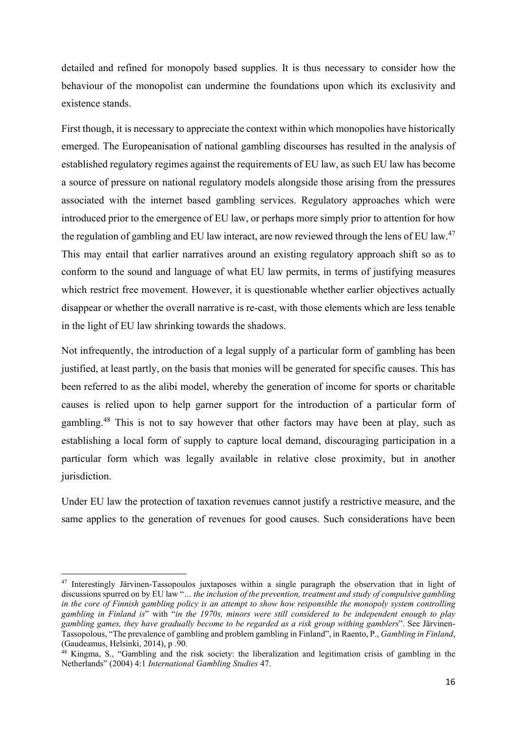detailed and refined for monopoly based supplies. It is thus necessary to consider how the behaviour of the monopolist can undermine the foundations upon which its exclusivity and existence stands.

First though, it is necessary to appreciate the context within which monopolies have historically emerged. The Europeanisation of national gambling discourses has resulted in the analysis of established regulatory regimes against the requirements of EU law, as such EU law has become a source of pressure on national regulatory models alongside those arising from the pressures associated with the internet based gambling services. Regulatory approaches which were introduced prior to the emergence of EU law, or perhaps more simply prior to attention for how the regulation of gambling and EU law interact, are now reviewed through the lens of EU law.[47] This may entail that earlier narratives around an existing regulatory approach shift so as to conform to the sound and language of what EU law permits, in terms of justifying measures which restrict free movement. However, it is questionable whether earlier objectives actually disappear or whether the overall narrative is re-cast, with those elements which are less tenable in the light of EU law shrinking towards the shadows.

Not infrequently, the introduction of a legal supply of a particular form of gambling has been justified, at least partly, on the basis that monies will be generated for specific causes. This has been referred to as the alibi model, whereby the generation of income for sports or charitable causes is relied upon to help garner support for the introduction of a particular form of gambling.[48] This is not to say however that other factors may have been at play, such as establishing a local form of supply to capture local demand, discouraging participation in a particular form which was legally available in relative close proximity, but in another jurisdiction.

Under EU law the protection of taxation revenues cannot justify a restrictive measure, and the same applies to the generation of revenues for good causes. Such considerations have been

---

[47] Interestingly Järvinen-Tassopoulos juxtaposes within a single paragraph the observation that in light of discussions spurred on by EU law "*... the inclusion of the prevention, treatment and study of compulsive gambling in the core of Finnish gambling policy is an attempt to show how responsible the monopoly system controlling gambling in Finland is*" with "*in the 1970s, minors were still considered to be independent enough to play gambling games, they have gradually become to be regarded as a risk group withing gamblers*". See Järvinen-Tassopolous, "The prevalence of gambling and problem gambling in Finland", in Raento, P., *Gambling in Finland*, (Gaudeamus, Helsinki, 2014), p .90.

[48] Kingma, S., "Gambling and the risk society: the liberalization and legitimation crisis of gambling in the Netherlands" (2004) 4:1 *International Gambling Studies* 47.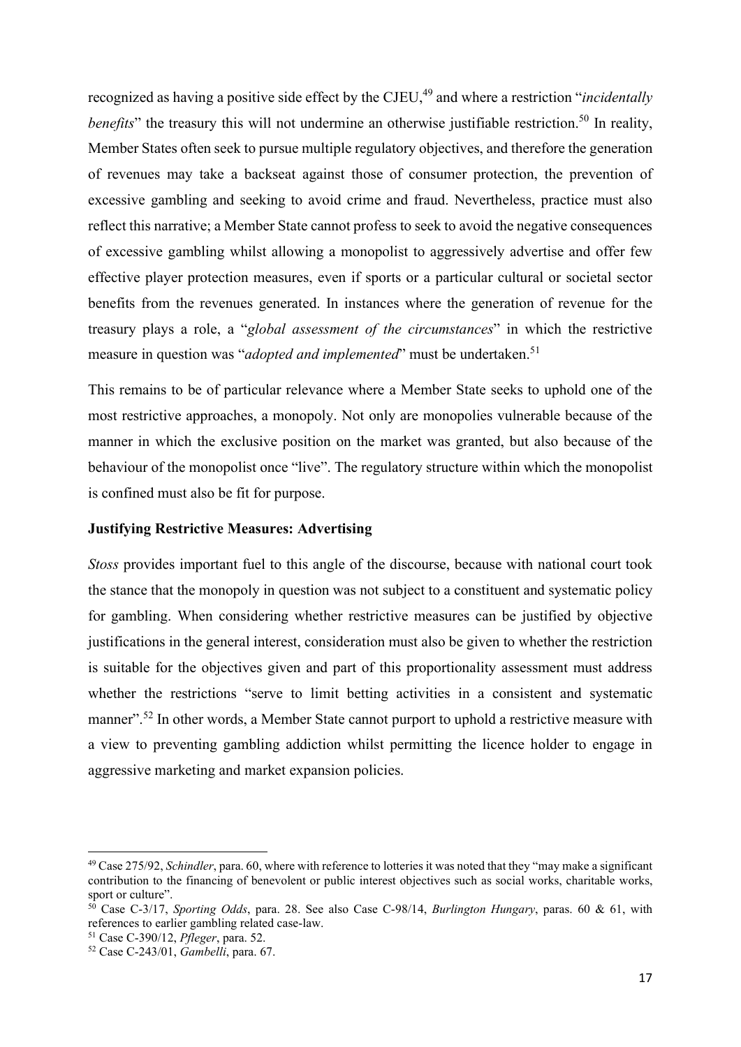recognized as having a positive side effect by the CJEU,[49] and where a restriction "*incidentally benefits*" the treasury this will not undermine an otherwise justifiable restriction.[50] In reality, Member States often seek to pursue multiple regulatory objectives, and therefore the generation of revenues may take a backseat against those of consumer protection, the prevention of excessive gambling and seeking to avoid crime and fraud. Nevertheless, practice must also reflect this narrative; a Member State cannot profess to seek to avoid the negative consequences of excessive gambling whilst allowing a monopolist to aggressively advertise and offer few effective player protection measures, even if sports or a particular cultural or societal sector benefits from the revenues generated. In instances where the generation of revenue for the treasury plays a role, a "*global assessment of the circumstances*" in which the restrictive measure in question was "*adopted and implemented*" must be undertaken.[51]

This remains to be of particular relevance where a Member State seeks to uphold one of the most restrictive approaches, a monopoly. Not only are monopolies vulnerable because of the manner in which the exclusive position on the market was granted, but also because of the behaviour of the monopolist once "live". The regulatory structure within which the monopolist is confined must also be fit for purpose.

**Justifying Restrictive Measures: Advertising**

*Stoss* provides important fuel to this angle of the discourse, because with national court took the stance that the monopoly in question was not subject to a constituent and systematic policy for gambling. When considering whether restrictive measures can be justified by objective justifications in the general interest, consideration must also be given to whether the restriction is suitable for the objectives given and part of this proportionality assessment must address whether the restrictions "serve to limit betting activities in a consistent and systematic manner".[52] In other words, a Member State cannot purport to uphold a restrictive measure with a view to preventing gambling addiction whilst permitting the licence holder to engage in aggressive marketing and market expansion policies.

---

[49] Case 275/92, *Schindler*, para. 60, where with reference to lotteries it was noted that they "may make a significant contribution to the financing of benevolent or public interest objectives such as social works, charitable works, sport or culture".

[50] Case C-3/17, *Sporting Odds*, para. 28. See also Case C-98/14, *Burlington Hungary*, paras. 60 & 61, with references to earlier gambling related case-law.

[51] Case C-390/12, *Pfleger*, para. 52.

[52] Case C-243/01, *Gambelli*, para. 67.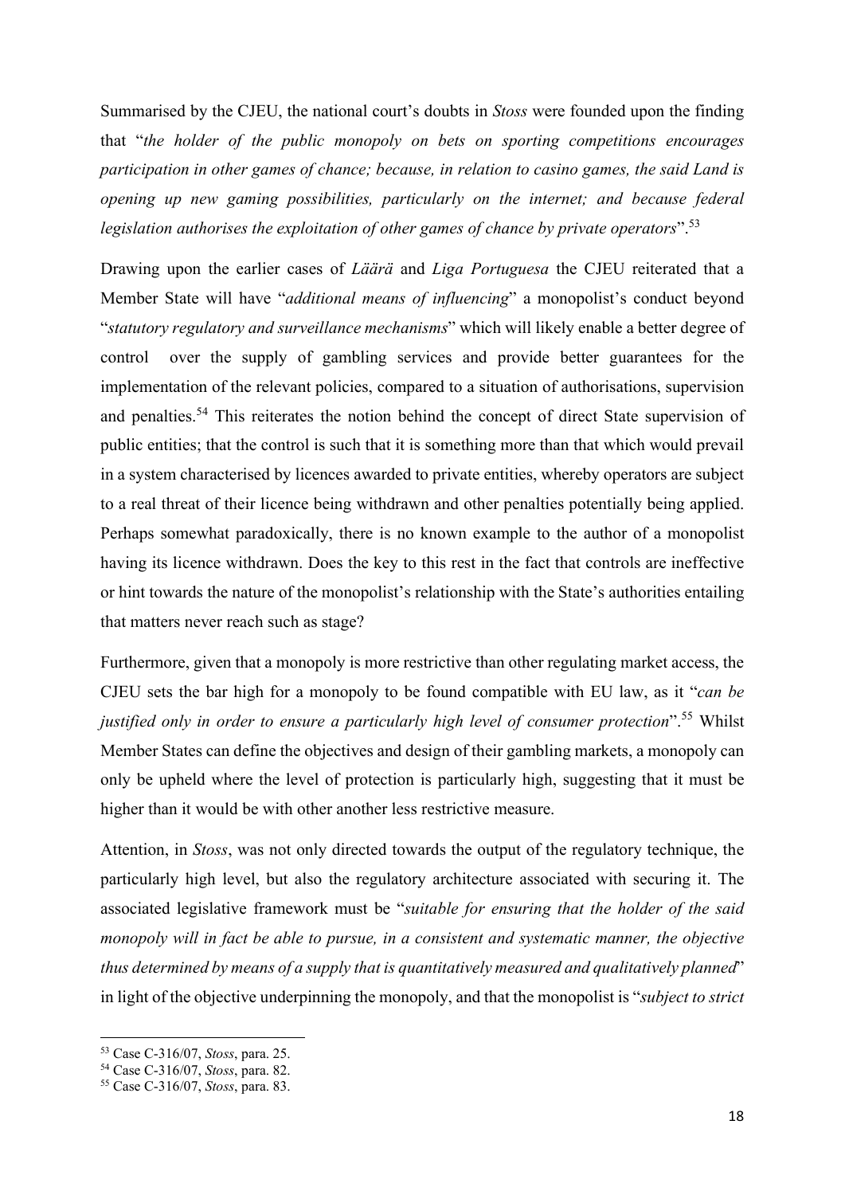Summarised by the CJEU, the national court's doubts in *Stoss* were founded upon the finding that "*the holder of the public monopoly on bets on sporting competitions encourages participation in other games of chance; because, in relation to casino games, the said Land is opening up new gaming possibilities, particularly on the internet; and because federal legislation authorises the exploitation of other games of chance by private operators*".[53]

Drawing upon the earlier cases of *Läärä* and *Liga Portuguesa* the CJEU reiterated that a Member State will have "*additional means of influencing*" a monopolist's conduct beyond "*statutory regulatory and surveillance mechanisms*" which will likely enable a better degree of control over the supply of gambling services and provide better guarantees for the implementation of the relevant policies, compared to a situation of authorisations, supervision and penalties.[54] This reiterates the notion behind the concept of direct State supervision of public entities; that the control is such that it is something more than that which would prevail in a system characterised by licences awarded to private entities, whereby operators are subject to a real threat of their licence being withdrawn and other penalties potentially being applied. Perhaps somewhat paradoxically, there is no known example to the author of a monopolist having its licence withdrawn. Does the key to this rest in the fact that controls are ineffective or hint towards the nature of the monopolist's relationship with the State's authorities entailing that matters never reach such as stage?

Furthermore, given that a monopoly is more restrictive than other regulating market access, the CJEU sets the bar high for a monopoly to be found compatible with EU law, as it "*can be justified only in order to ensure a particularly high level of consumer protection*".[55] Whilst Member States can define the objectives and design of their gambling markets, a monopoly can only be upheld where the level of protection is particularly high, suggesting that it must be higher than it would be with other another less restrictive measure.

Attention, in *Stoss*, was not only directed towards the output of the regulatory technique, the particularly high level, but also the regulatory architecture associated with securing it. The associated legislative framework must be "*suitable for ensuring that the holder of the said monopoly will in fact be able to pursue, in a consistent and systematic manner, the objective thus determined by means of a supply that is quantitatively measured and qualitatively planned*" in light of the objective underpinning the monopoly, and that the monopolist is "*subject to strict*

---

[53] Case C-316/07, *Stoss*, para. 25.

[54] Case C-316/07, *Stoss*, para. 82.

[55] Case C-316/07, *Stoss*, para. 83.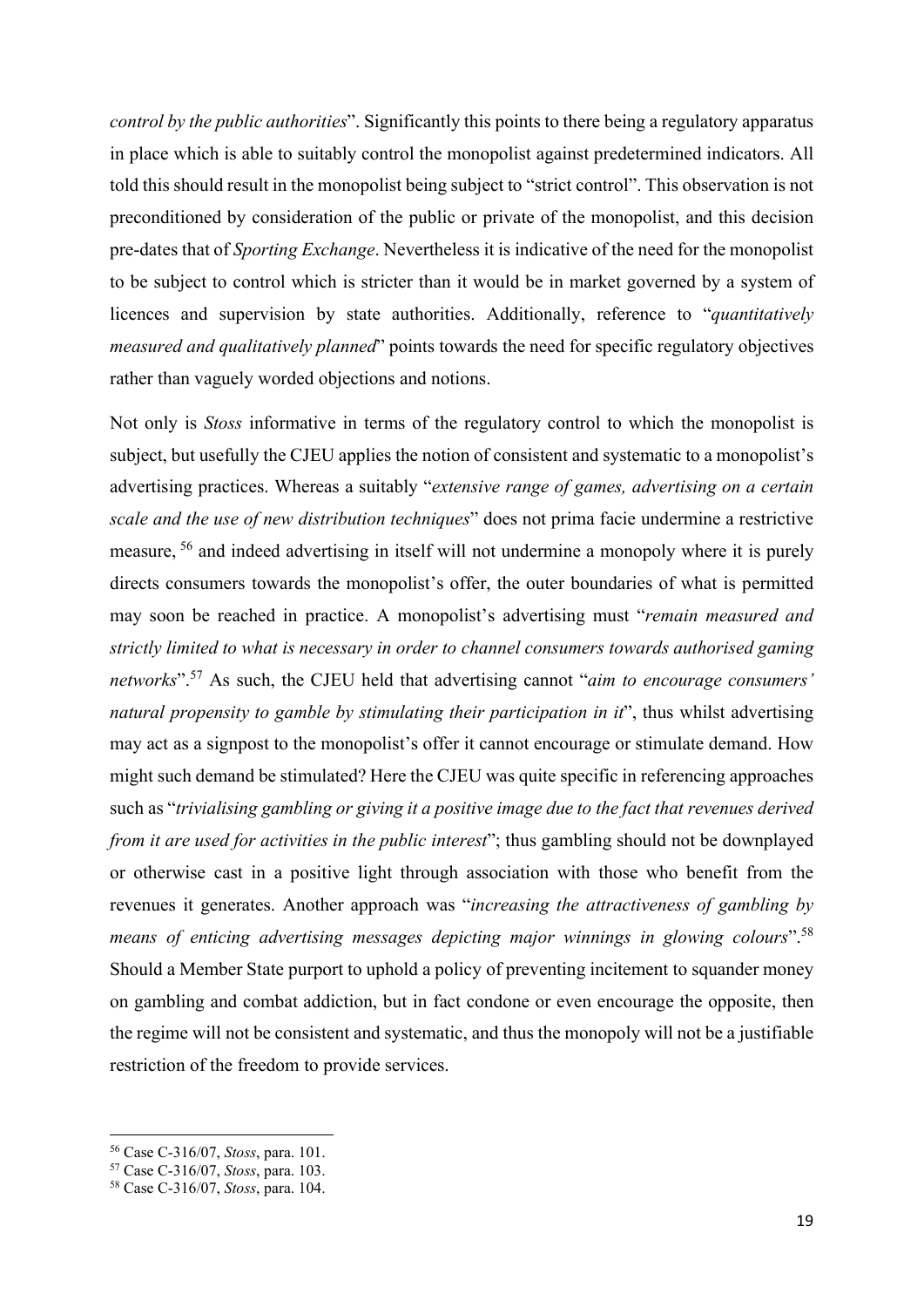*control by the public authorities*". Significantly this points to there being a regulatory apparatus in place which is able to suitably control the monopolist against predetermined indicators. All told this should result in the monopolist being subject to "strict control". This observation is not preconditioned by consideration of the public or private of the monopolist, and this decision pre-dates that of *Sporting Exchange*. Nevertheless it is indicative of the need for the monopolist to be subject to control which is stricter than it would be in market governed by a system of licences and supervision by state authorities. Additionally, reference to "*quantitatively measured and qualitatively planned*" points towards the need for specific regulatory objectives rather than vaguely worded objections and notions.

Not only is *Stoss* informative in terms of the regulatory control to which the monopolist is subject, but usefully the CJEU applies the notion of consistent and systematic to a monopolist's advertising practices. Whereas a suitably "*extensive range of games, advertising on a certain scale and the use of new distribution techniques*" does not prima facie undermine a restrictive measure, [56] and indeed advertising in itself will not undermine a monopoly where it is purely directs consumers towards the monopolist's offer, the outer boundaries of what is permitted may soon be reached in practice. A monopolist's advertising must "*remain measured and strictly limited to what is necessary in order to channel consumers towards authorised gaming networks*".[57] As such, the CJEU held that advertising cannot "*aim to encourage consumers' natural propensity to gamble by stimulating their participation in it*", thus whilst advertising may act as a signpost to the monopolist's offer it cannot encourage or stimulate demand. How might such demand be stimulated? Here the CJEU was quite specific in referencing approaches such as "*trivialising gambling or giving it a positive image due to the fact that revenues derived from it are used for activities in the public interest*"; thus gambling should not be downplayed or otherwise cast in a positive light through association with those who benefit from the revenues it generates. Another approach was "*increasing the attractiveness of gambling by means of enticing advertising messages depicting major winnings in glowing colours*".[58] Should a Member State purport to uphold a policy of preventing incitement to squander money on gambling and combat addiction, but in fact condone or even encourage the opposite, then the regime will not be consistent and systematic, and thus the monopoly will not be a justifiable restriction of the freedom to provide services.

---

[56] Case C-316/07, *Stoss*, para. 101.

[57] Case C-316/07, *Stoss*, para. 103.

[58] Case C-316/07, *Stoss*, para. 104.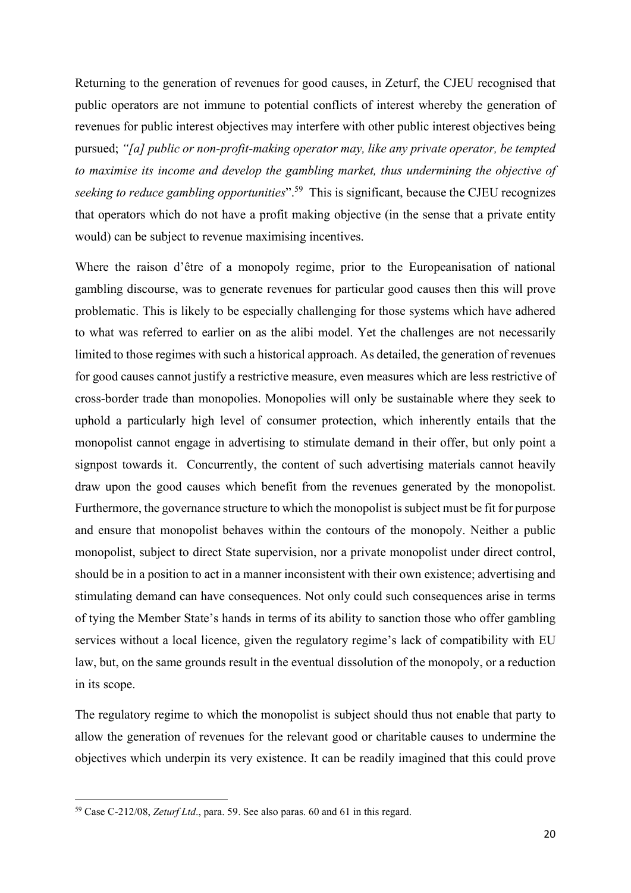Returning to the generation of revenues for good causes, in Zeturf, the CJEU recognised that public operators are not immune to potential conflicts of interest whereby the generation of revenues for public interest objectives may interfere with other public interest objectives being pursued; *"[a] public or non-profit-making operator may, like any private operator, be tempted to maximise its income and develop the gambling market, thus undermining the objective of seeking to reduce gambling opportunities*".[59] This is significant, because the CJEU recognizes that operators which do not have a profit making objective (in the sense that a private entity would) can be subject to revenue maximising incentives.

Where the raison d'être of a monopoly regime, prior to the Europeanisation of national gambling discourse, was to generate revenues for particular good causes then this will prove problematic. This is likely to be especially challenging for those systems which have adhered to what was referred to earlier on as the alibi model. Yet the challenges are not necessarily limited to those regimes with such a historical approach. As detailed, the generation of revenues for good causes cannot justify a restrictive measure, even measures which are less restrictive of cross-border trade than monopolies. Monopolies will only be sustainable where they seek to uphold a particularly high level of consumer protection, which inherently entails that the monopolist cannot engage in advertising to stimulate demand in their offer, but only point a signpost towards it. Concurrently, the content of such advertising materials cannot heavily draw upon the good causes which benefit from the revenues generated by the monopolist. Furthermore, the governance structure to which the monopolist is subject must be fit for purpose and ensure that monopolist behaves within the contours of the monopoly. Neither a public monopolist, subject to direct State supervision, nor a private monopolist under direct control, should be in a position to act in a manner inconsistent with their own existence; advertising and stimulating demand can have consequences. Not only could such consequences arise in terms of tying the Member State's hands in terms of its ability to sanction those who offer gambling services without a local licence, given the regulatory regime's lack of compatibility with EU law, but, on the same grounds result in the eventual dissolution of the monopoly, or a reduction in its scope.

The regulatory regime to which the monopolist is subject should thus not enable that party to allow the generation of revenues for the relevant good or charitable causes to undermine the objectives which underpin its very existence. It can be readily imagined that this could prove

---

[59] Case C-212/08, *Zeturf Ltd*., para. 59. See also paras. 60 and 61 in this regard.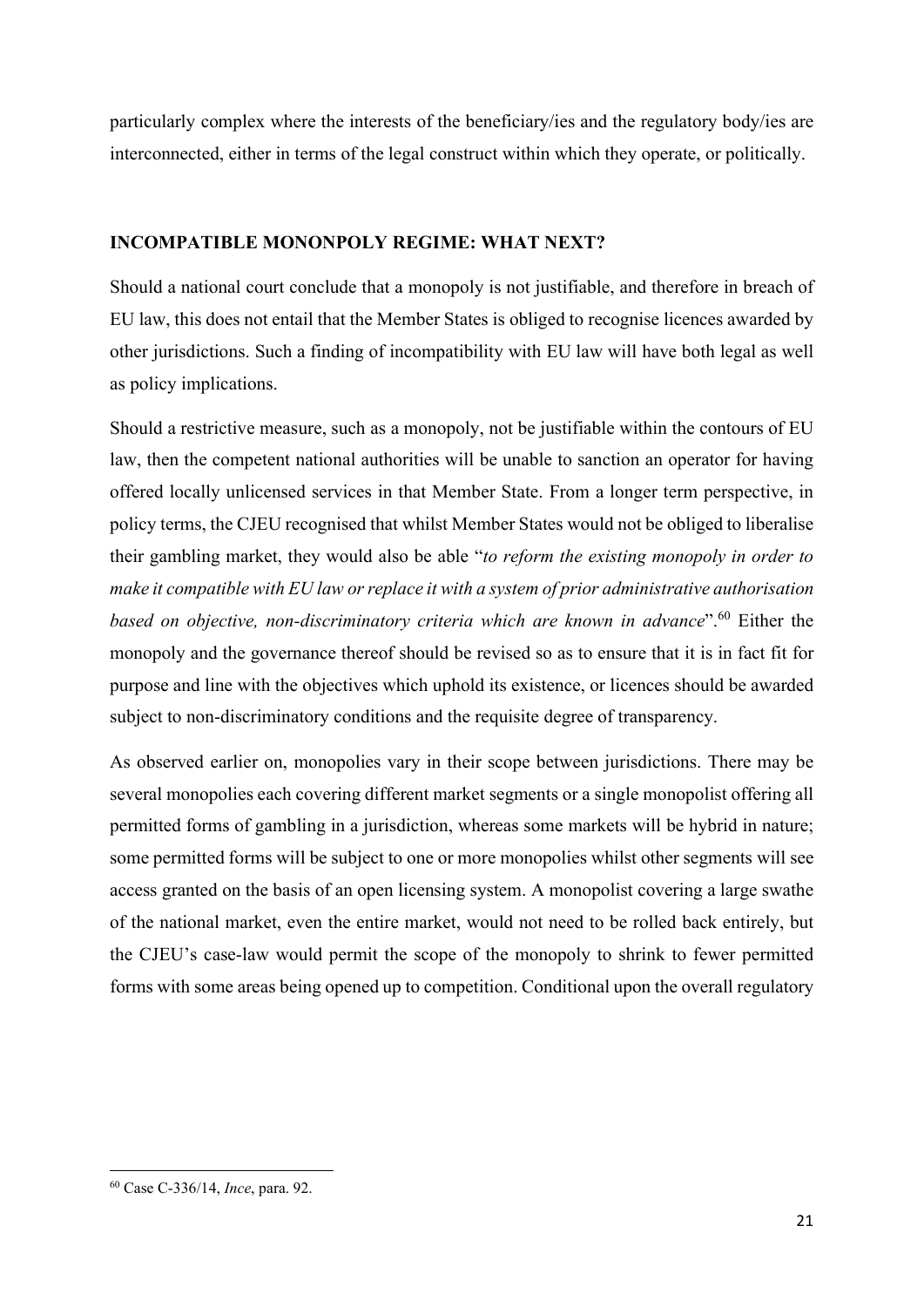particularly complex where the interests of the beneficiary/ies and the regulatory body/ies are interconnected, either in terms of the legal construct within which they operate, or politically.

## INCOMPATIBLE MONONPOLY REGIME: WHAT NEXT?

Should a national court conclude that a monopoly is not justifiable, and therefore in breach of EU law, this does not entail that the Member States is obliged to recognise licences awarded by other jurisdictions. Such a finding of incompatibility with EU law will have both legal as well as policy implications.

Should a restrictive measure, such as a monopoly, not be justifiable within the contours of EU law, then the competent national authorities will be unable to sanction an operator for having offered locally unlicensed services in that Member State. From a longer term perspective, in policy terms, the CJEU recognised that whilst Member States would not be obliged to liberalise their gambling market, they would also be able "*to reform the existing monopoly in order to make it compatible with EU law or replace it with a system of prior administrative authorisation based on objective, non-discriminatory criteria which are known in advance*".[60] Either the monopoly and the governance thereof should be revised so as to ensure that it is in fact fit for purpose and line with the objectives which uphold its existence, or licences should be awarded subject to non-discriminatory conditions and the requisite degree of transparency.

As observed earlier on, monopolies vary in their scope between jurisdictions. There may be several monopolies each covering different market segments or a single monopolist offering all permitted forms of gambling in a jurisdiction, whereas some markets will be hybrid in nature; some permitted forms will be subject to one or more monopolies whilst other segments will see access granted on the basis of an open licensing system. A monopolist covering a large swathe of the national market, even the entire market, would not need to be rolled back entirely, but the CJEU's case-law would permit the scope of the monopoly to shrink to fewer permitted forms with some areas being opened up to competition. Conditional upon the overall regulatory

---

[60] Case C-336/14, *Ince*, para. 92.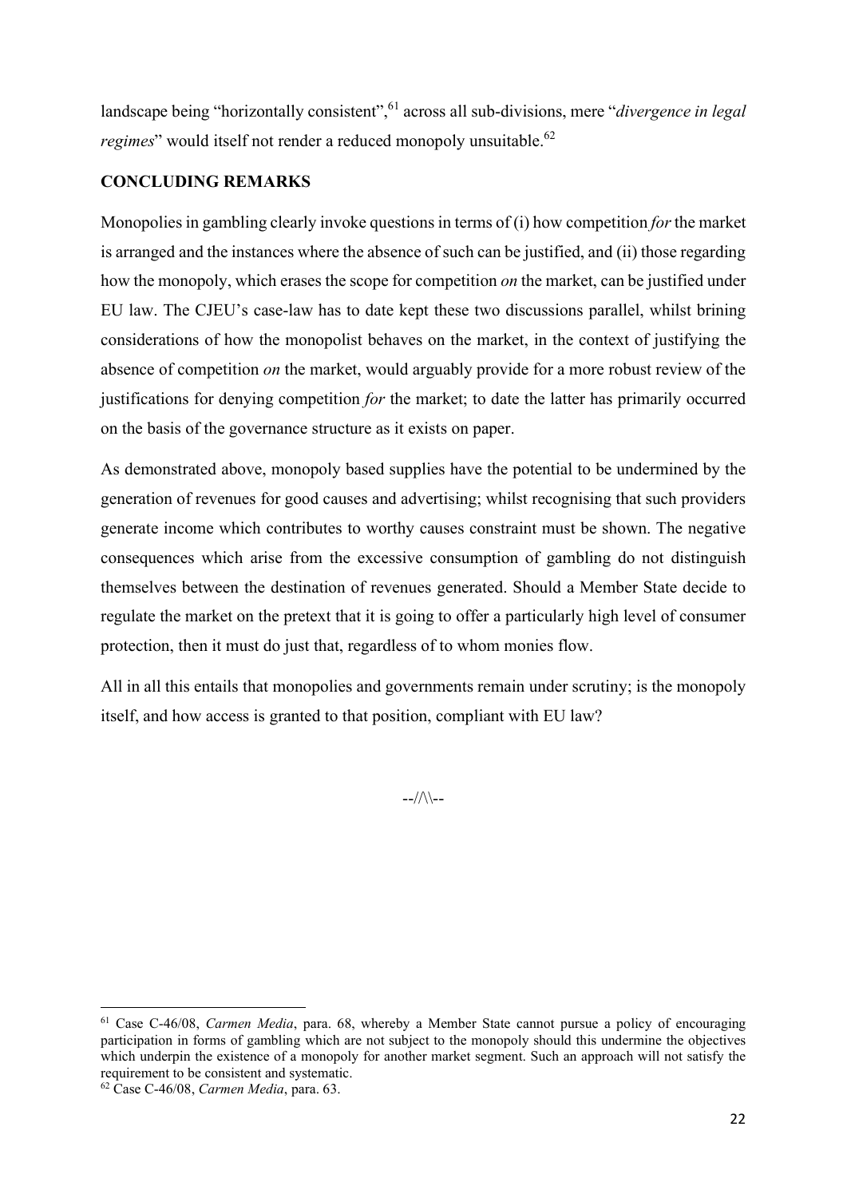landscape being "horizontally consistent",[61] across all sub-divisions, mere "*divergence in legal regimes*" would itself not render a reduced monopoly unsuitable.[62]

## CONCLUDING REMARKS

Monopolies in gambling clearly invoke questions in terms of (i) how competition *for* the market is arranged and the instances where the absence of such can be justified, and (ii) those regarding how the monopoly, which erases the scope for competition *on* the market, can be justified under EU law. The CJEU's case-law has to date kept these two discussions parallel, whilst brining considerations of how the monopolist behaves on the market, in the context of justifying the absence of competition *on* the market, would arguably provide for a more robust review of the justifications for denying competition *for* the market; to date the latter has primarily occurred on the basis of the governance structure as it exists on paper.

As demonstrated above, monopoly based supplies have the potential to be undermined by the generation of revenues for good causes and advertising; whilst recognising that such providers generate income which contributes to worthy causes constraint must be shown. The negative consequences which arise from the excessive consumption of gambling do not distinguish themselves between the destination of revenues generated. Should a Member State decide to regulate the market on the pretext that it is going to offer a particularly high level of consumer protection, then it must do just that, regardless of to whom monies flow.

All in all this entails that monopolies and governments remain under scrutiny; is the monopoly itself, and how access is granted to that position, compliant with EU law?

--//\\--

---

[61] Case C-46/08, *Carmen Media*, para. 68, whereby a Member State cannot pursue a policy of encouraging participation in forms of gambling which are not subject to the monopoly should this undermine the objectives which underpin the existence of a monopoly for another market segment. Such an approach will not satisfy the requirement to be consistent and systematic.

[62] Case C-46/08, *Carmen Media*, para. 63.